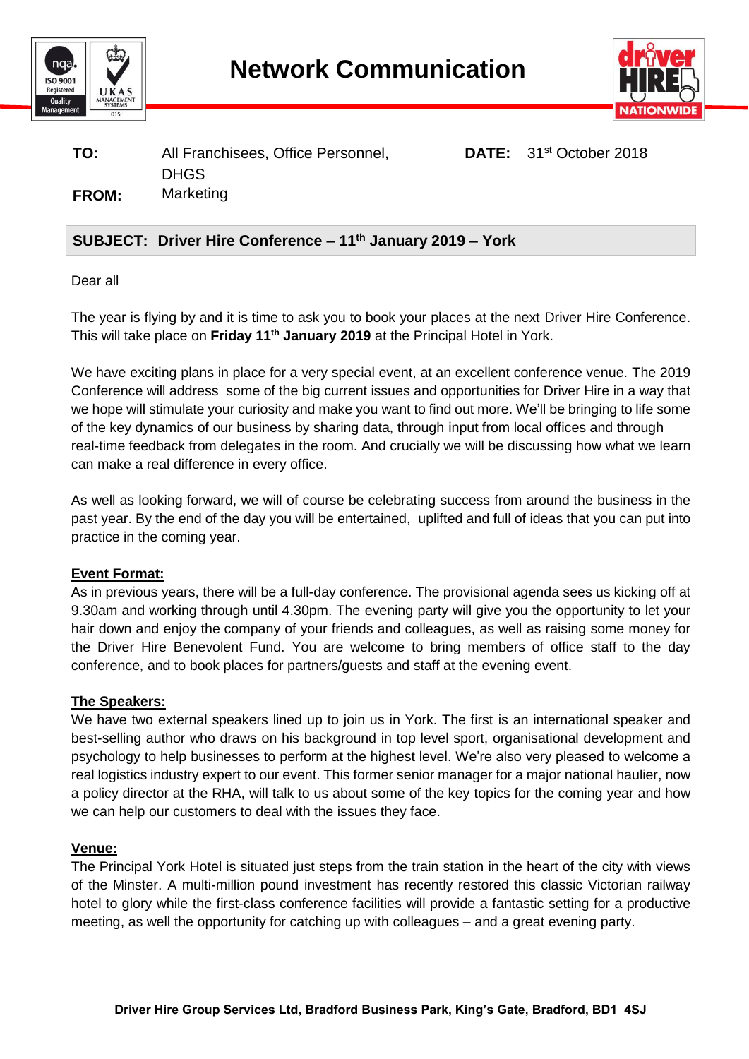# Network Communication

**TO:** All Franchisees, Office Personnel, DHGS

**DATE:** 31st October 2018

**FROM:** Marketing

## SUBJECT: Driver Hire Conference – 11th January 2019 – York

Dear all

The year is flying by and it is time to ask you to book your places at the next Driver Hire Conference. This will take place on **Friday 11th January 2019** at the Principal Hotel in York.

We have exciting plans in place for a very special event, at an excellent conference venue. The 2019 Conference will address some of the big current issues and opportunities for Driver Hire in a way that we hope will stimulate your curiosity and make you want to find out more. We'll be bringing to life some of the key dynamics of our business by sharing data, through input from local offices and through real-time feedback from delegates in the room. And crucially we will be discussing how what we learn can make a real difference in every office.

As well as looking forward, we will of course be celebrating success from around the business in the past year. By the end of the day you will be entertained, uplifted and full of ideas that you can put into practice in the coming year.

### Event Format:

As in previous years, there will be a full-day conference. The provisional agenda sees us kicking off at 9.30am and working through until 4.30pm. The evening party will give you the opportunity to let your hair down and enjoy the company of your friends and colleagues, as well as raising some money for the Driver Hire Benevolent Fund. You are welcome to bring members of office staff to the day conference, and to book places for partners/guests and staff at the evening event.

### The Speakers:

We have two external speakers lined up to join us in York. The first is an international speaker and best-selling author who draws on his background in top level sport, organisational development and psychology to help businesses to perform at the highest level. We're also very pleased to welcome a real logistics industry expert to our event. This former senior manager for a major national haulier, now a policy director at the RHA, will talk to us about some of the key topics for the coming year and how we can help our customers to deal with the issues they face.

### Venue:

The Principal York Hotel is situated just steps from the train station in the heart of the city with views of the Minster. A multi-million pound investment has recently restored this classic Victorian railway hotel to glory while the first-class conference facilities will provide a fantastic setting for a productive meeting, as well the opportunity for catching up with colleagues – and a great evening party.

**Driver Hire Group Services Ltd, Bradford Business Park, King's Gate, Bradford, BD1 4SJ**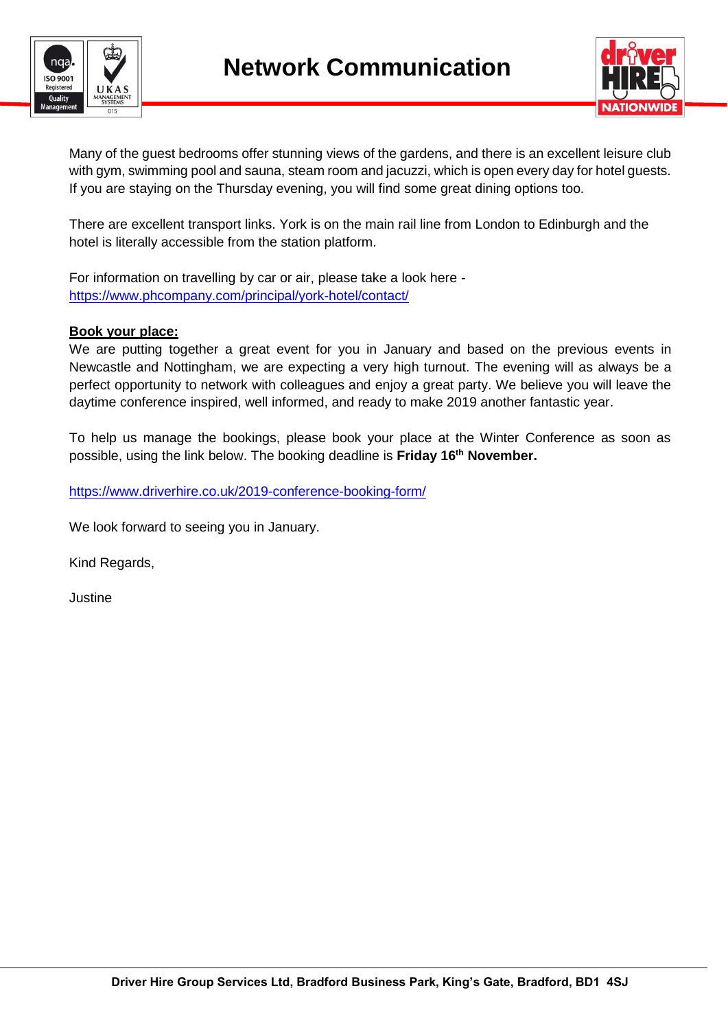Many of the guest bedrooms offer stunning views of the gardens, and there is an excellent leisure club with gym, swimming pool and sauna, steam room and jacuzzi, which is open every day for hotel guests. If you are staying on the Thursday evening, you will find some great dining options too.

There are excellent transport links. York is on the main rail line from London to Edinburgh and the hotel is literally accessible from the station platform.

For information on travelling by car or air, please take a look here - https://www.phcompany.com/principal/york-hotel/contact/

**Book your place:**

We are putting together a great event for you in January and based on the previous events in Newcastle and Nottingham, we are expecting a very high turnout. The evening will as always be a perfect opportunity to network with colleagues and enjoy a great party. We believe you will leave the daytime conference inspired, well informed, and ready to make 2019 another fantastic year.

To help us manage the bookings, please book your place at the Winter Conference as soon as possible, using the link below. The booking deadline is **Friday 16th November.**

https://www.driverhire.co.uk/2019-conference-booking-form/

We look forward to seeing you in January.

Kind Regards,

Justine